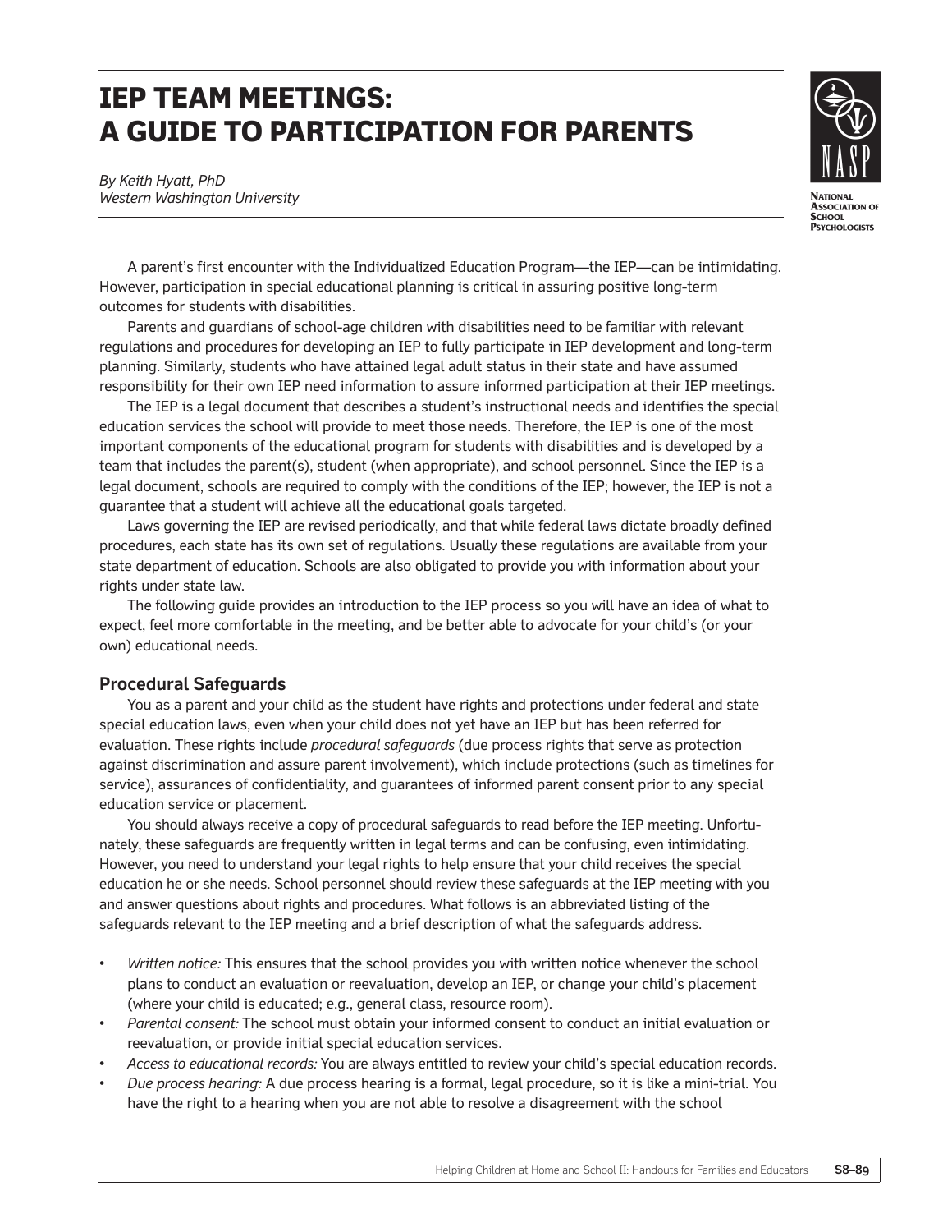# IEP TEAM MEETINGS: A GUIDE TO PARTICIPATION FOR PARENTS

*By Keith Hyatt, PhD*
*Western Washington University*

National Association of School Psychologists

A parent's first encounter with the Individualized Education Program—the IEP—can be intimidating. However, participation in special educational planning is critical in assuring positive long-term outcomes for students with disabilities.

Parents and guardians of school-age children with disabilities need to be familiar with relevant regulations and procedures for developing an IEP to fully participate in IEP development and long-term planning. Similarly, students who have attained legal adult status in their state and have assumed responsibility for their own IEP need information to assure informed participation at their IEP meetings.

The IEP is a legal document that describes a student's instructional needs and identifies the special education services the school will provide to meet those needs. Therefore, the IEP is one of the most important components of the educational program for students with disabilities and is developed by a team that includes the parent(s), student (when appropriate), and school personnel. Since the IEP is a legal document, schools are required to comply with the conditions of the IEP; however, the IEP is not a guarantee that a student will achieve all the educational goals targeted.

Laws governing the IEP are revised periodically, and that while federal laws dictate broadly defined procedures, each state has its own set of regulations. Usually these regulations are available from your state department of education. Schools are also obligated to provide you with information about your rights under state law.

The following guide provides an introduction to the IEP process so you will have an idea of what to expect, feel more comfortable in the meeting, and be better able to advocate for your child's (or your own) educational needs.

## Procedural Safeguards

You as a parent and your child as the student have rights and protections under federal and state special education laws, even when your child does not yet have an IEP but has been referred for evaluation. These rights include *procedural safeguards* (due process rights that serve as protection against discrimination and assure parent involvement), which include protections (such as timelines for service), assurances of confidentiality, and guarantees of informed parent consent prior to any special education service or placement.

You should always receive a copy of procedural safeguards to read before the IEP meeting. Unfortunately, these safeguards are frequently written in legal terms and can be confusing, even intimidating. However, you need to understand your legal rights to help ensure that your child receives the special education he or she needs. School personnel should review these safeguards at the IEP meeting with you and answer questions about rights and procedures. What follows is an abbreviated listing of the safeguards relevant to the IEP meeting and a brief description of what the safeguards address.

- *Written notice:* This ensures that the school provides you with written notice whenever the school plans to conduct an evaluation or reevaluation, develop an IEP, or change your child's placement (where your child is educated; e.g., general class, resource room).
- *Parental consent:* The school must obtain your informed consent to conduct an initial evaluation or reevaluation, or provide initial special education services.
- *Access to educational records:* You are always entitled to review your child's special education records.
- *Due process hearing:* A due process hearing is a formal, legal procedure, so it is like a mini-trial. You have the right to a hearing when you are not able to resolve a disagreement with the school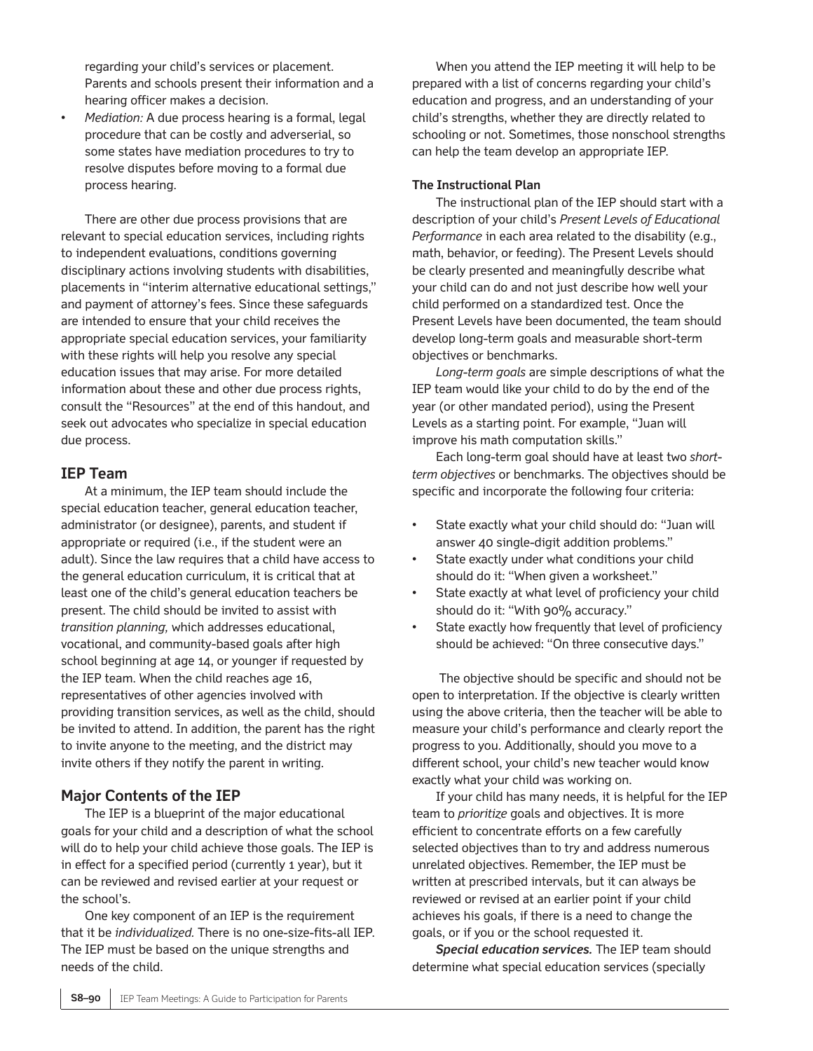regarding your child's services or placement. Parents and schools present their information and a hearing officer makes a decision.

- *Mediation:* A due process hearing is a formal, legal procedure that can be costly and adverserial, so some states have mediation procedures to try to resolve disputes before moving to a formal due process hearing.

There are other due process provisions that are relevant to special education services, including rights to independent evaluations, conditions governing disciplinary actions involving students with disabilities, placements in "interim alternative educational settings," and payment of attorney's fees. Since these safeguards are intended to ensure that your child receives the appropriate special education services, your familiarity with these rights will help you resolve any special education issues that may arise. For more detailed information about these and other due process rights, consult the "Resources" at the end of this handout, and seek out advocates who specialize in special education due process.

## IEP Team

At a minimum, the IEP team should include the special education teacher, general education teacher, administrator (or designee), parents, and student if appropriate or required (i.e., if the student were an adult). Since the law requires that a child have access to the general education curriculum, it is critical that at least one of the child's general education teachers be present. The child should be invited to assist with *transition planning,* which addresses educational, vocational, and community-based goals after high school beginning at age 14, or younger if requested by the IEP team. When the child reaches age 16, representatives of other agencies involved with providing transition services, as well as the child, should be invited to attend. In addition, the parent has the right to invite anyone to the meeting, and the district may invite others if they notify the parent in writing.

## Major Contents of the IEP

The IEP is a blueprint of the major educational goals for your child and a description of what the school will do to help your child achieve those goals. The IEP is in effect for a specified period (currently 1 year), but it can be reviewed and revised earlier at your request or the school's.

One key component of an IEP is the requirement that it be *individualized.* There is no one-size-fits-all IEP. The IEP must be based on the unique strengths and needs of the child.

When you attend the IEP meeting it will help to be prepared with a list of concerns regarding your child's education and progress, and an understanding of your child's strengths, whether they are directly related to schooling or not. Sometimes, those nonschool strengths can help the team develop an appropriate IEP.

### The Instructional Plan

The instructional plan of the IEP should start with a description of your child's *Present Levels of Educational Performance* in each area related to the disability (e.g., math, behavior, or feeding). The Present Levels should be clearly presented and meaningfully describe what your child can do and not just describe how well your child performed on a standardized test. Once the Present Levels have been documented, the team should develop long-term goals and measurable short-term objectives or benchmarks.

*Long-term goals* are simple descriptions of what the IEP team would like your child to do by the end of the year (or other mandated period), using the Present Levels as a starting point. For example, "Juan will improve his math computation skills."

Each long-term goal should have at least two *short-term objectives* or benchmarks. The objectives should be specific and incorporate the following four criteria:

- State exactly what your child should do: "Juan will answer 40 single-digit addition problems."
- State exactly under what conditions your child should do it: "When given a worksheet."
- State exactly at what level of proficiency your child should do it: "With 90% accuracy."
- State exactly how frequently that level of proficiency should be achieved: "On three consecutive days."

The objective should be specific and should not be open to interpretation. If the objective is clearly written using the above criteria, then the teacher will be able to measure your child's performance and clearly report the progress to you. Additionally, should you move to a different school, your child's new teacher would know exactly what your child was working on.

If your child has many needs, it is helpful for the IEP team to *prioritize* goals and objectives. It is more efficient to concentrate efforts on a few carefully selected objectives than to try and address numerous unrelated objectives. Remember, the IEP must be written at prescribed intervals, but it can always be reviewed or revised at an earlier point if your child achieves his goals, if there is a need to change the goals, or if you or the school requested it.

***Special education services.*** The IEP team should determine what special education services (specially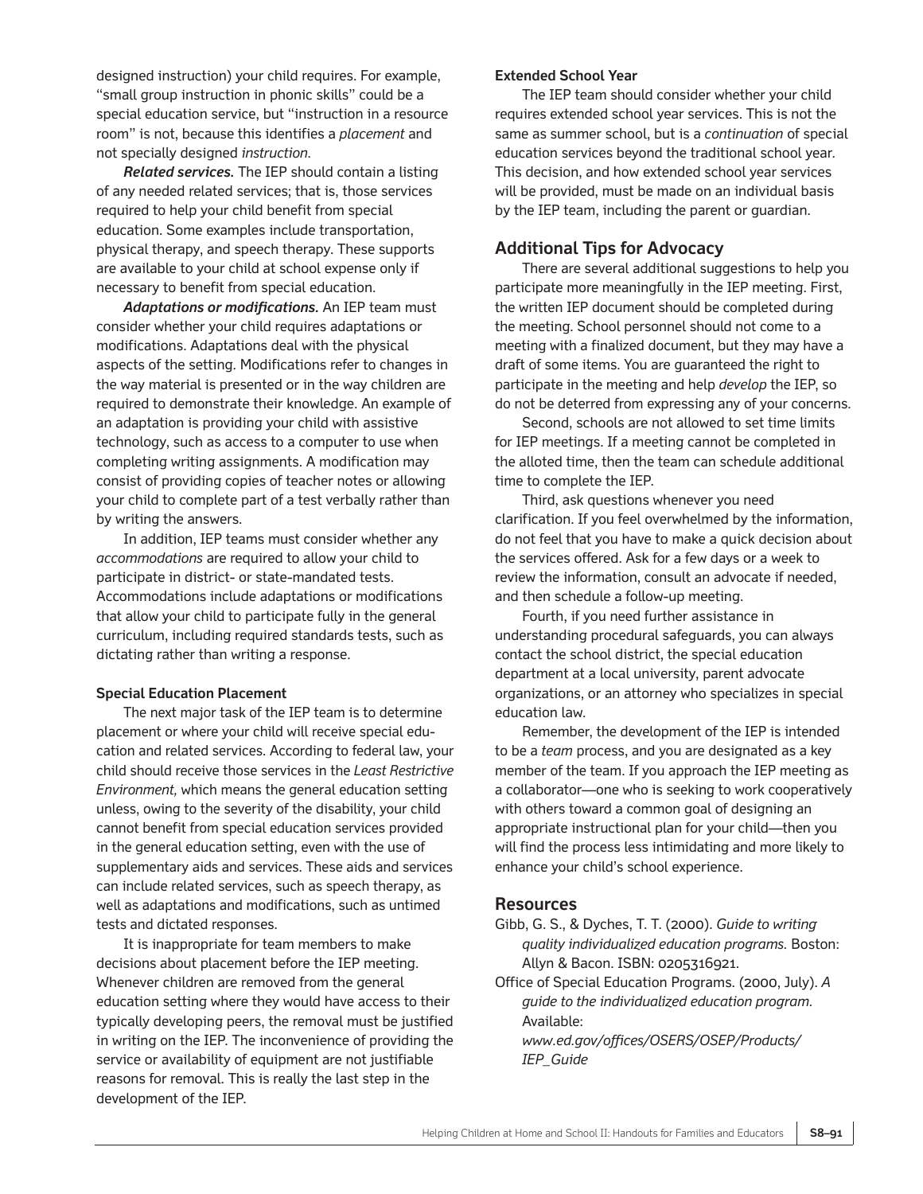designed instruction) your child requires. For example, "small group instruction in phonic skills" could be a special education service, but "instruction in a resource room" is not, because this identifies a *placement* and not specially designed *instruction.*

***Related services.*** The IEP should contain a listing of any needed related services; that is, those services required to help your child benefit from special education. Some examples include transportation, physical therapy, and speech therapy. These supports are available to your child at school expense only if necessary to benefit from special education.

***Adaptations or modifications.*** An IEP team must consider whether your child requires adaptations or modifications. Adaptations deal with the physical aspects of the setting. Modifications refer to changes in the way material is presented or in the way children are required to demonstrate their knowledge. An example of an adaptation is providing your child with assistive technology, such as access to a computer to use when completing writing assignments. A modification may consist of providing copies of teacher notes or allowing your child to complete part of a test verbally rather than by writing the answers.

In addition, IEP teams must consider whether any *accommodations* are required to allow your child to participate in district- or state-mandated tests. Accommodations include adaptations or modifications that allow your child to participate fully in the general curriculum, including required standards tests, such as dictating rather than writing a response.

### Special Education Placement

The next major task of the IEP team is to determine placement or where your child will receive special education and related services. According to federal law, your child should receive those services in the *Least Restrictive Environment,* which means the general education setting unless, owing to the severity of the disability, your child cannot benefit from special education services provided in the general education setting, even with the use of supplementary aids and services. These aids and services can include related services, such as speech therapy, as well as adaptations and modifications, such as untimed tests and dictated responses.

It is inappropriate for team members to make decisions about placement before the IEP meeting. Whenever children are removed from the general education setting where they would have access to their typically developing peers, the removal must be justified in writing on the IEP. The inconvenience of providing the service or availability of equipment are not justifiable reasons for removal. This is really the last step in the development of the IEP.

### Extended School Year

The IEP team should consider whether your child requires extended school year services. This is not the same as summer school, but is a *continuation* of special education services beyond the traditional school year. This decision, and how extended school year services will be provided, must be made on an individual basis by the IEP team, including the parent or guardian.

## Additional Tips for Advocacy

There are several additional suggestions to help you participate more meaningfully in the IEP meeting. First, the written IEP document should be completed during the meeting. School personnel should not come to a meeting with a finalized document, but they may have a draft of some items. You are guaranteed the right to participate in the meeting and help *develop* the IEP, so do not be deterred from expressing any of your concerns.

Second, schools are not allowed to set time limits for IEP meetings. If a meeting cannot be completed in the alloted time, then the team can schedule additional time to complete the IEP.

Third, ask questions whenever you need clarification. If you feel overwhelmed by the information, do not feel that you have to make a quick decision about the services offered. Ask for a few days or a week to review the information, consult an advocate if needed, and then schedule a follow-up meeting.

Fourth, if you need further assistance in understanding procedural safeguards, you can always contact the school district, the special education department at a local university, parent advocate organizations, or an attorney who specializes in special education law.

Remember, the development of the IEP is intended to be a *team* process, and you are designated as a key member of the team. If you approach the IEP meeting as a collaborator—one who is seeking to work cooperatively with others toward a common goal of designing an appropriate instructional plan for your child—then you will find the process less intimidating and more likely to enhance your child's school experience.

## Resources

Gibb, G. S., & Dyches, T. T. (2000). *Guide to writing quality individualized education programs.* Boston: Allyn & Bacon. ISBN: 0205316921.

Office of Special Education Programs. (2000, July). *A guide to the individualized education program.* Available: *www.ed.gov/offices/OSERS/OSEP/Products/IEP_Guide*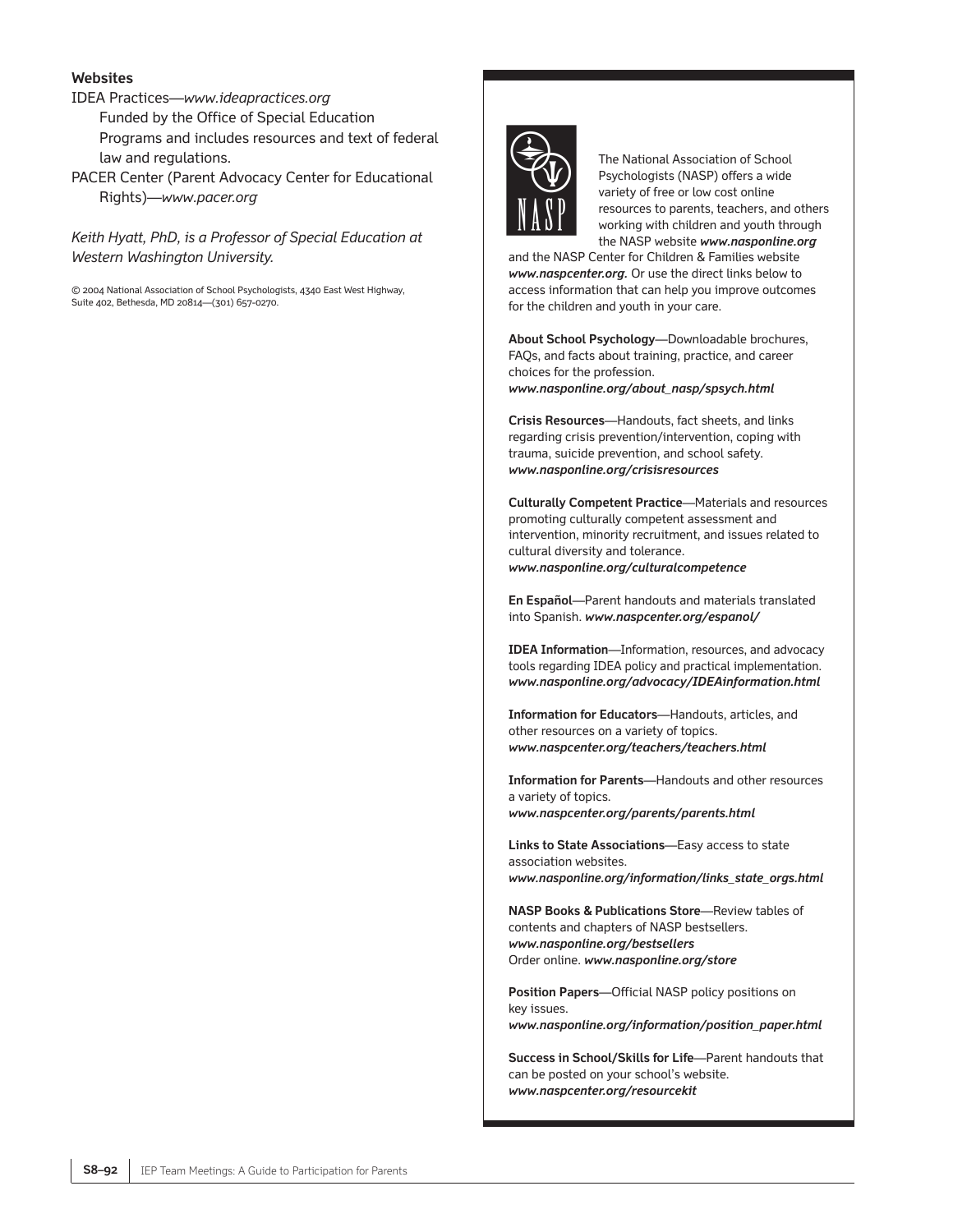**Websites**

IDEA Practices—*www.ideapractices.org*
Funded by the Office of Special Education Programs and includes resources and text of federal law and regulations.

PACER Center (Parent Advocacy Center for Educational Rights)—*www.pacer.org*

*Keith Hyatt, PhD, is a Professor of Special Education at Western Washington University.*

© 2004 National Association of School Psychologists, 4340 East West Highway, Suite 402, Bethesda, MD 20814—(301) 657-0270.

The National Association of School Psychologists (NASP) offers a wide variety of free or low cost online resources to parents, teachers, and others working with children and youth through the NASP website ***www.nasponline.org*** and the NASP Center for Children & Families website ***www.naspcenter.org.*** Or use the direct links below to access information that can help you improve outcomes for the children and youth in your care.

**About School Psychology**—Downloadable brochures, FAQs, and facts about training, practice, and career choices for the profession.
***www.nasponline.org/about_nasp/spsych.html***

**Crisis Resources**—Handouts, fact sheets, and links regarding crisis prevention/intervention, coping with trauma, suicide prevention, and school safety.
***www.nasponline.org/crisisresources***

**Culturally Competent Practice**—Materials and resources promoting culturally competent assessment and intervention, minority recruitment, and issues related to cultural diversity and tolerance.
***www.nasponline.org/culturalcompetence***

**En Español**—Parent handouts and materials translated into Spanish. ***www.naspcenter.org/espanol/***

**IDEA Information**—Information, resources, and advocacy tools regarding IDEA policy and practical implementation.
***www.nasponline.org/advocacy/IDEAinformation.html***

**Information for Educators**—Handouts, articles, and other resources on a variety of topics.
***www.naspcenter.org/teachers/teachers.html***

**Information for Parents**—Handouts and other resources a variety of topics.
***www.naspcenter.org/parents/parents.html***

**Links to State Associations**—Easy access to state association websites.
***www.nasponline.org/information/links_state_orgs.html***

**NASP Books & Publications Store**—Review tables of contents and chapters of NASP bestsellers.
***www.nasponline.org/bestsellers***
Order online. ***www.nasponline.org/store***

**Position Papers**—Official NASP policy positions on key issues.
***www.nasponline.org/information/position_paper.html***

**Success in School/Skills for Life**—Parent handouts that can be posted on your school's website.
***www.naspcenter.org/resourcekit***